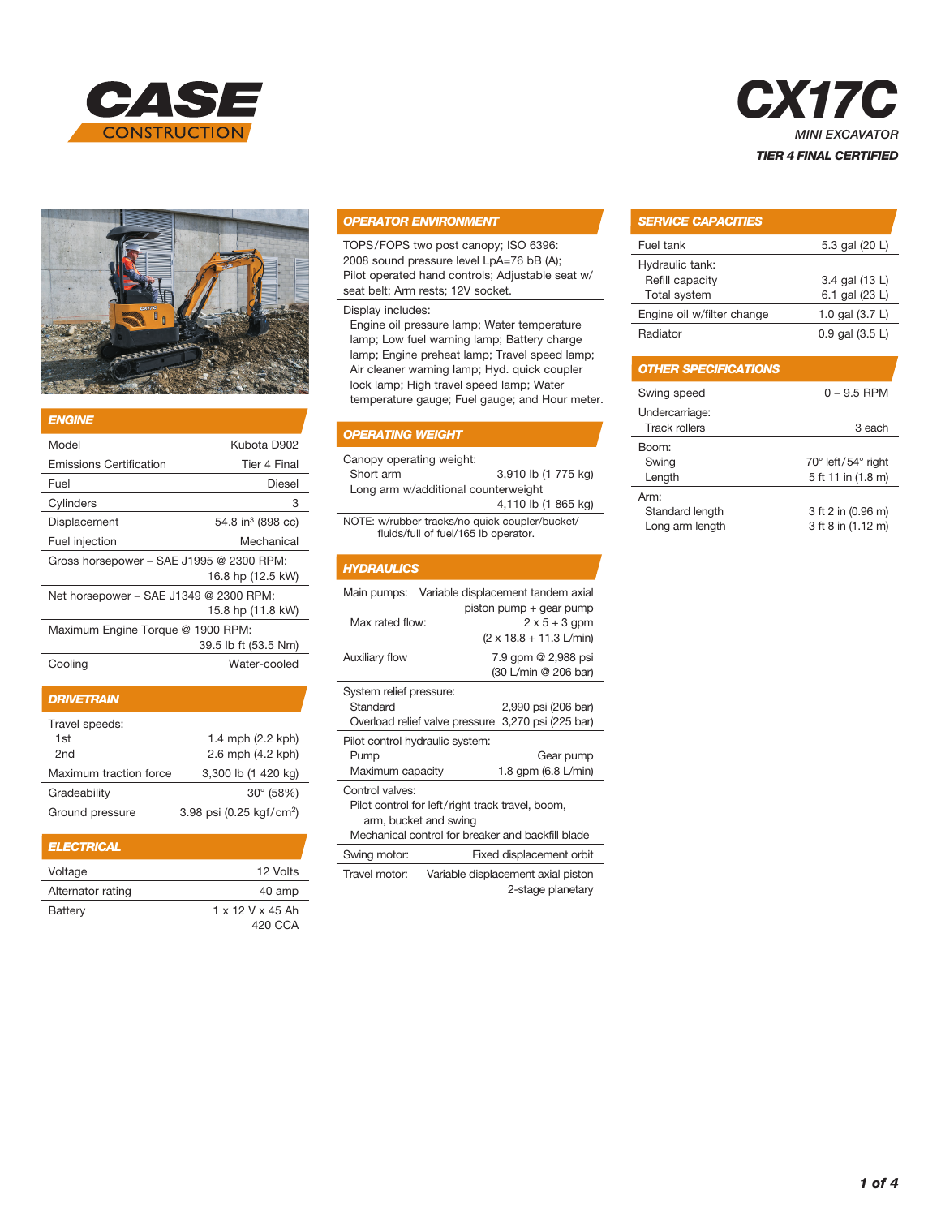# CASE CONSTRUCTION

# CX17C

*MINI EXCAVATOR*

***TIER 4 FINAL CERTIFIED***

## ENGINE

| | |
|---|---|
| Model | Kubota D902 |
| Emissions Certification | Tier 4 Final |
| Fuel | Diesel |
| Cylinders | 3 |
| Displacement | 54.8 in³ (898 cc) |
| Fuel injection | Mechanical |
| Gross horsepower – SAE J1995 @ 2300 RPM: | 16.8 hp (12.5 kW) |
| Net horsepower – SAE J1349 @ 2300 RPM: | 15.8 hp (11.8 kW) |
| Maximum Engine Torque @ 1900 RPM: | 39.5 lb ft (53.5 Nm) |
| Cooling | Water-cooled |

## DRIVETRAIN

| | |
|---|---|
| Travel speeds: | |
| 1st | 1.4 mph (2.2 kph) |
| 2nd | 2.6 mph (4.2 kph) |
| Maximum traction force | 3,300 lb (1 420 kg) |
| Gradeability | 30° (58%) |
| Ground pressure | 3.98 psi (0.25 kgf/cm²) |

## ELECTRICAL

| | |
|---|---|
| Voltage | 12 Volts |
| Alternator rating | 40 amp |
| Battery | 1 x 12 V x 45 Ah 420 CCA |

## OPERATOR ENVIRONMENT

TOPS/FOPS two post canopy; ISO 6396: 2008 sound pressure level LpA=76 bB (A); Pilot operated hand controls; Adjustable seat w/ seat belt; Arm rests; 12V socket.

Display includes:
Engine oil pressure lamp; Water temperature lamp; Low fuel warning lamp; Battery charge lamp; Engine preheat lamp; Travel speed lamp; Air cleaner warning lamp; Hyd. quick coupler lock lamp; High travel speed lamp; Water temperature gauge; Fuel gauge; and Hour meter.

## OPERATING WEIGHT

| | |
|---|---|
| Canopy operating weight: | |
| Short arm | 3,910 lb (1 775 kg) |
| Long arm w/additional counterweight | 4,110 lb (1 865 kg) |

NOTE: w/rubber tracks/no quick coupler/bucket/ fluids/full of fuel/165 lb operator.

## HYDRAULICS

| | |
|---|---|
| Main pumps: | Variable displacement tandem axial piston pump + gear pump |
| Max rated flow: | 2 x 5 + 3 gpm (2 x 18.8 + 11.3 L/min) |
| Auxiliary flow | 7.9 gpm @ 2,988 psi (30 L/min @ 206 bar) |
| System relief pressure: | |
| Standard | 2,990 psi (206 bar) |
| Overload relief valve pressure | 3,270 psi (225 bar) |
| Pilot control hydraulic system: | |
| Pump | Gear pump |
| Maximum capacity | 1.8 gpm (6.8 L/min) |
| Control valves: | |
| Pilot control for left/right track travel, boom, arm, bucket and swing | |
| Mechanical control for breaker and backfill blade | |
| Swing motor: | Fixed displacement orbit |
| Travel motor: | Variable displacement axial piston 2-stage planetary |

## SERVICE CAPACITIES

| | |
|---|---|
| Fuel tank | 5.3 gal (20 L) |
| Hydraulic tank: | |
| Refill capacity | 3.4 gal (13 L) |
| Total system | 6.1 gal (23 L) |
| Engine oil w/filter change | 1.0 gal (3.7 L) |
| Radiator | 0.9 gal (3.5 L) |

## OTHER SPECIFICATIONS

| | |
|---|---|
| Swing speed | 0 – 9.5 RPM |
| Undercarriage: | |
| Track rollers | 3 each |
| Boom: | |
| Swing | 70° left/54° right |
| Length | 5 ft 11 in (1.8 m) |
| Arm: | |
| Standard length | 3 ft 2 in (0.96 m) |
| Long arm length | 3 ft 8 in (1.12 m) |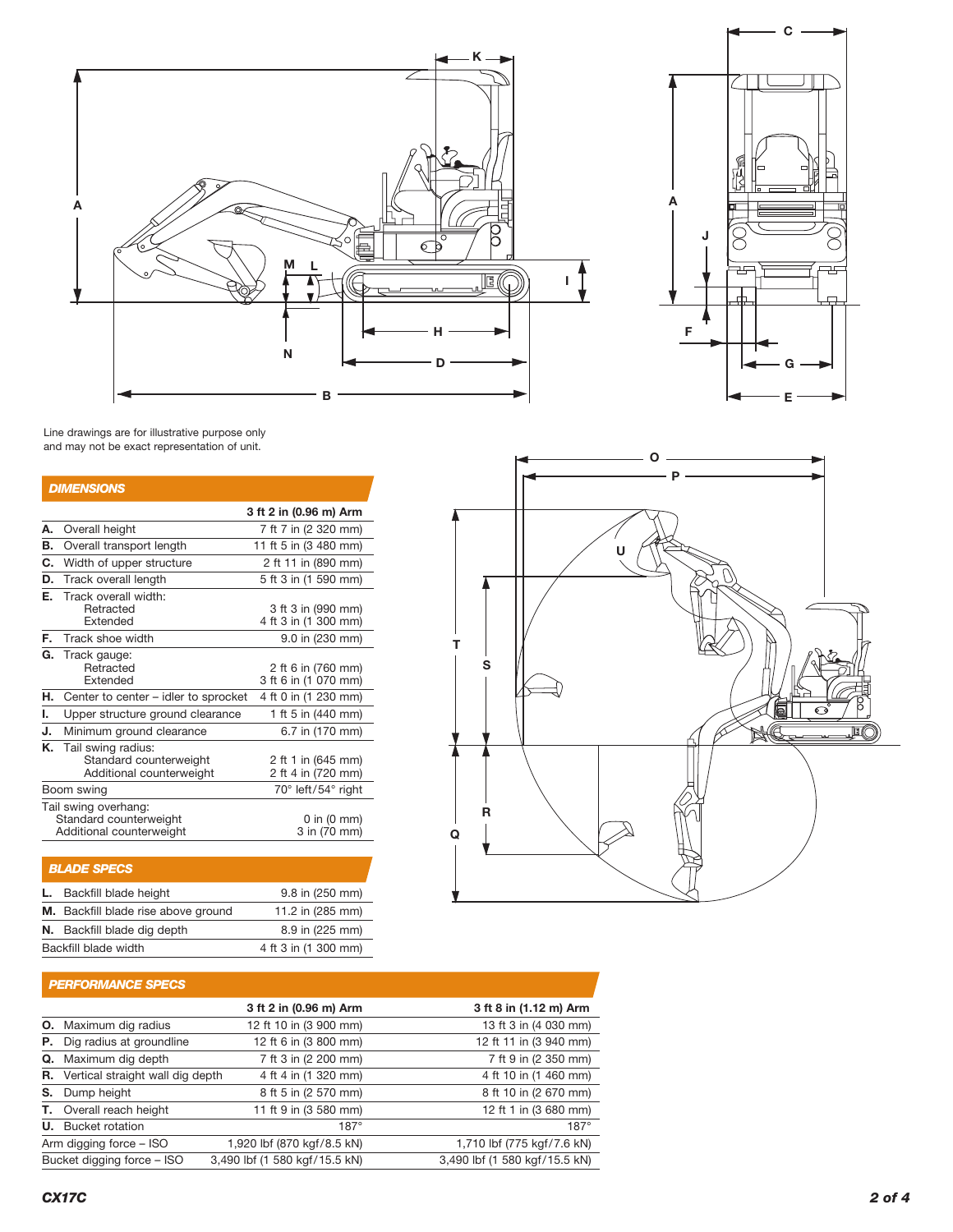Line drawings are for illustrative purpose only and may not be exact representation of unit.

## DIMENSIONS

| | 3 ft 2 in (0.96 m) Arm |
|---|---|
| **A.** Overall height | 7 ft 7 in (2 320 mm) |
| **B.** Overall transport length | 11 ft 5 in (3 480 mm) |
| **C.** Width of upper structure | 2 ft 11 in (890 mm) |
| **D.** Track overall length | 5 ft 3 in (1 590 mm) |
| **E.** Track overall width: | |
| Retracted | 3 ft 3 in (990 mm) |
| Extended | 4 ft 3 in (1 300 mm) |
| **F.** Track shoe width | 9.0 in (230 mm) |
| **G.** Track gauge: | |
| Retracted | 2 ft 6 in (760 mm) |
| Extended | 3 ft 6 in (1 070 mm) |
| **H.** Center to center – idler to sprocket | 4 ft 0 in (1 230 mm) |
| **I.** Upper structure ground clearance | 1 ft 5 in (440 mm) |
| **J.** Minimum ground clearance | 6.7 in (170 mm) |
| **K.** Tail swing radius: | |
| Standard counterweight | 2 ft 1 in (645 mm) |
| Additional counterweight | 2 ft 4 in (720 mm) |
| Boom swing | 70° left/54° right |
| Tail swing overhang: | |
| Standard counterweight | 0 in (0 mm) |
| Additional counterweight | 3 in (70 mm) |

## BLADE SPECS

| | |
|---|---|
| **L.** Backfill blade height | 9.8 in (250 mm) |
| **M.** Backfill blade rise above ground | 11.2 in (285 mm) |
| **N.** Backfill blade dig depth | 8.9 in (225 mm) |
| Backfill blade width | 4 ft 3 in (1 300 mm) |

## PERFORMANCE SPECS

| | 3 ft 2 in (0.96 m) Arm | 3 ft 8 in (1.12 m) Arm |
|---|---|---|
| **O.** Maximum dig radius | 12 ft 10 in (3 900 mm) | 13 ft 3 in (4 030 mm) |
| **P.** Dig radius at groundline | 12 ft 6 in (3 800 mm) | 12 ft 11 in (3 940 mm) |
| **Q.** Maximum dig depth | 7 ft 3 in (2 200 mm) | 7 ft 9 in (2 350 mm) |
| **R.** Vertical straight wall dig depth | 4 ft 4 in (1 320 mm) | 4 ft 10 in (1 460 mm) |
| **S.** Dump height | 8 ft 5 in (2 570 mm) | 8 ft 10 in (2 670 mm) |
| **T.** Overall reach height | 11 ft 9 in (3 580 mm) | 12 ft 1 in (3 680 mm) |
| **U.** Bucket rotation | 187° | 187° |
| Arm digging force – ISO | 1,920 lbf (870 kgf/8.5 kN) | 1,710 lbf (775 kgf/7.6 kN) |
| Bucket digging force – ISO | 3,490 lbf (1 580 kgf/15.5 kN) | 3,490 lbf (1 580 kgf/15.5 kN) |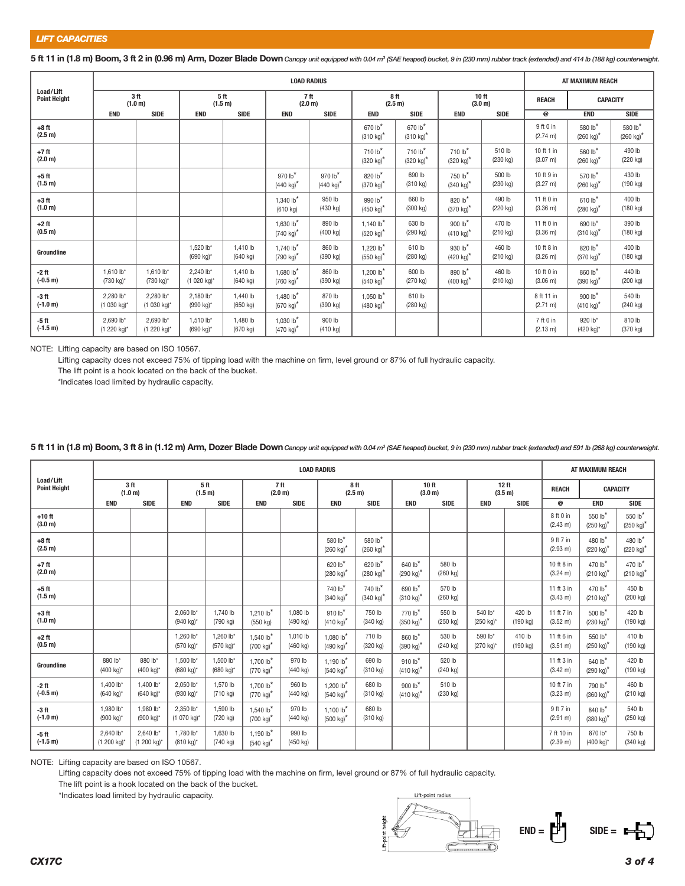## LIFT CAPACITIES

**5 ft 11 in (1.8 m) Boom, 3 ft 2 in (0.96 m) Arm, Dozer Blade Down** *Canopy unit equipped with 0.04 m³ (SAE heaped) bucket, 9 in (230 mm) rubber track (extended) and 414 lb (188 kg) counterweight.*

| Load/Lift Point Height | LOAD RADIUS | | | | | | | | | | AT MAXIMUM REACH | | |
|---|---|---|---|---|---|---|---|---|---|---|---|---|---|
| | 3 ft (1.0 m) | | 5 ft (1.5 m) | | 7 ft (2.0 m) | | 8 ft (2.5 m) | | 10 ft (3.0 m) | | REACH | CAPACITY | |
| | END | SIDE | END | SIDE | END | SIDE | END | SIDE | END | SIDE | @ | END | SIDE |
| +8 ft (2.5 m) | | | | | | | 670 lb* (310 kg)* | 670 lb* (310 kg)* | | | 9 ft 0 in (2.74 m) | 580 lb* (260 kg)* | 580 lb* (260 kg)* |
| +7 ft (2.0 m) | | | | | | | 710 lb* (320 kg)* | 710 lb* (320 kg)* | 710 lb* (320 kg)* | 510 lb (230 kg) | 10 ft 1 in (3.07 m) | 560 lb* (260 kg)* | 490 lb (220 kg) |
| +5 ft (1.5 m) | | | | | 970 lb* (440 kg)* | 970 lb* (440 kg)* | 820 lb* (370 kg)* | 690 lb (310 kg) | 750 lb* (340 kg)* | 500 lb (230 kg) | 10 ft 9 in (3.27 m) | 570 lb* (260 kg)* | 430 lb (190 kg) |
| +3 ft (1.0 m) | | | | | 1,340 lb* (610 kg) | 950 lb (430 kg) | 990 lb* (450 kg)* | 660 lb (300 kg) | 820 lb* (370 kg)* | 490 lb (220 kg) | 11 ft 0 in (3.36 m) | 610 lb* (280 kg)* | 400 lb (180 kg) |
| +2 ft (0.5 m) | | | | | 1,630 lb* (740 kg)* | 890 lb (400 kg) | 1,140 lb* (520 kg)* | 630 lb (290 kg) | 900 lb* (410 kg)* | 470 lb (210 kg) | 11 ft 0 in (3.36 m) | 690 lb* (310 kg)* | 390 lb (180 kg) |
| Groundline | | | 1,520 lb* (690 kg)* | 1,410 lb (640 kg) | 1,740 lb* (790 kg)* | 860 lb (390 kg) | 1,220 lb* (550 kg)* | 610 lb (280 kg) | 930 lb* (420 kg)* | 460 lb (210 kg) | 10 ft 8 in (3.26 m) | 820 lb* (370 kg)* | 400 lb (180 kg) |
| -2 ft (-0.5 m) | 1,610 lb* (730 kg)* | 1,610 lb* (730 kg)* | 2,240 lb* (1 020 kg)* | 1,410 lb (640 kg) | 1,680 lb* (760 kg)* | 860 lb (390 kg) | 1,200 lb* (540 kg)* | 600 lb (270 kg) | 890 lb* (400 kg)* | 460 lb (210 kg) | 10 ft 0 in (3.06 m) | 860 lb* (390 kg)* | 440 lb (200 kg) |
| -3 ft (-1.0 m) | 2,280 lb* (1 030 kg)* | 2,280 lb* (1 030 kg)* | 2,180 lb* (990 kg)* | 1,440 lb (650 kg) | 1,480 lb* (670 kg)* | 870 lb (390 kg) | 1,050 lb* (480 kg)* | 610 lb (280 kg) | | | 8 ft 11 in (2.71 m) | 900 lb* (410 kg)* | 540 lb (240 kg) |
| -5 ft (-1.5 m) | 2,690 lb* (1 220 kg)* | 2,690 lb* (1 220 kg)* | 1,510 lb* (690 kg)* | 1,480 lb (670 kg) | 1,030 lb* (470 kg)* | 900 lb (410 kg) | | | | | 7 ft 0 in (2.13 m) | 920 lb* (420 kg)* | 810 lb (370 kg) |

NOTE: Lifting capacity are based on ISO 10567.
Lifting capacity does not exceed 75% of tipping load with the machine on firm, level ground or 87% of full hydraulic capacity.
The lift point is a hook located on the back of the bucket.
*Indicates load limited by hydraulic capacity.

**5 ft 11 in (1.8 m) Boom, 3 ft 8 in (1.12 m) Arm, Dozer Blade Down** *Canopy unit equipped with 0.04 m³ (SAE heaped) bucket, 9 in (230 mm) rubber track (extended) and 591 lb (268 kg) counterweight.*

| Load/Lift Point Height | LOAD RADIUS | | | | | | | | | | | | AT MAXIMUM REACH | | |
|---|---|---|---|---|---|---|---|---|---|---|---|---|---|---|---|
| | 3 ft (1.0 m) | | 5 ft (1.5 m) | | 7 ft (2.0 m) | | 8 ft (2.5 m) | | 10 ft (3.0 m) | | 12 ft (3.5 m) | | REACH | CAPACITY | |
| | END | SIDE | END | SIDE | END | SIDE | END | SIDE | END | SIDE | END | SIDE | @ | END | SIDE |
| +10 ft (3.0 m) | | | | | | | | | | | | | 8 ft 0 in (2.43 m) | 550 lb* (250 kg)* | 550 lb* (250 kg)* |
| +8 ft (2.5 m) | | | | | | | 580 lb* (260 kg)* | 580 lb* (260 kg)* | | | | | 9 ft 7 in (2.93 m) | 480 lb* (220 kg)* | 480 lb* (220 kg)* |
| +7 ft (2.0 m) | | | | | | | 620 lb* (280 kg)* | 620 lb* (280 kg)* | 640 lb* (290 kg)* | 580 lb (260 kg) | | | 10 ft 8 in (3.24 m) | 470 lb* (210 kg)* | 470 lb* (210 kg)* |
| +5 ft (1.5 m) | | | | | | | 740 lb* (340 kg)* | 740 lb* (340 kg)* | 690 lb* (310 kg)* | 570 lb (260 kg) | | | 11 ft 3 in (3.43 m) | 470 lb* (210 kg)* | 450 lb (200 kg) |
| +3 ft (1.0 m) | | | 2,060 lb* (940 kg)* | 1,740 lb (790 kg) | 1,210 lb* (550 kg) | 1,080 lb (490 kg) | 910 lb* (410 kg)* | 750 lb (340 kg) | 770 lb* (350 kg)* | 550 lb (250 kg) | 540 lb* (250 kg)* | 420 lb (190 kg) | 11 ft 7 in (3.52 m) | 500 lb* (230 kg)* | 420 lb (190 kg) |
| +2 ft (0.5 m) | | | 1,260 lb* (570 kg)* | 1,260 lb* (570 kg)* | 1,540 lb* (700 kg)* | 1,010 lb (460 kg) | 1,080 lb* (490 kg)* | 710 lb (320 kg) | 860 lb* (390 kg)* | 530 lb (240 kg) | 590 lb* (270 kg)* | 410 lb (190 kg) | 11 ft 6 in (3.51 m) | 550 lb* (250 kg)* | 410 lb (190 kg) |
| Groundline | 880 lb* (400 kg)* | 880 lb* (400 kg)* | 1,500 lb* (680 kg)* | 1,500 lb* (680 kg)* | 1,700 lb* (770 kg)* | 970 lb (440 kg) | 1,190 lb* (540 kg)* | 690 lb (310 kg) | 910 lb* (410 kg)* | 520 lb (240 kg) | | | 11 ft 3 in (3.42 m) | 640 lb* (290 kg)* | 420 lb (190 kg) |
| -2 ft (-0.5 m) | 1,400 lb* (640 kg)* | 1,400 lb* (640 kg)* | 2,050 lb* (930 kg)* | 1,570 lb (710 kg) | 1,700 lb* (770 kg)* | 960 lb (440 kg) | 1,200 lb* (540 kg)* | 680 lb (310 kg) | 900 lb* (410 kg)* | 510 lb (230 kg) | | | 10 ft 7 in (3.23 m) | 790 lb* (360 kg)* | 460 lb (210 kg) |
| -3 ft (-1.0 m) | 1,980 lb* (900 kg)* | 1,980 lb* (900 kg)* | 2,350 lb* (1 070 kg)* | 1,590 lb (720 kg) | 1,540 lb* (700 kg)* | 970 lb (440 kg) | 1,100 lb* (500 kg)* | 680 lb (310 kg) | | | | | 9 ft 7 in (2.91 m) | 840 lb* (380 kg)* | 540 lb (250 kg) |
| -5 ft (-1.5 m) | 2,640 lb* (1 200 kg)* | 2,640 lb* (1 200 kg)* | 1,780 lb* (810 kg)* | 1,630 lb (740 kg) | 1,190 lb* (540 kg)* | 990 lb (450 kg) | | | | | | | 7 ft 10 in (2.39 m) | 870 lb* (400 kg)* | 750 lb (340 kg) |

NOTE: Lifting capacity are based on ISO 10567.
Lifting capacity does not exceed 75% of tipping load with the machine on firm, level ground or 87% of full hydraulic capacity.
The lift point is a hook located on the back of the bucket.
*Indicates load limited by hydraulic capacity.

Lift-point radius
Lift-point height

END = 　SIDE =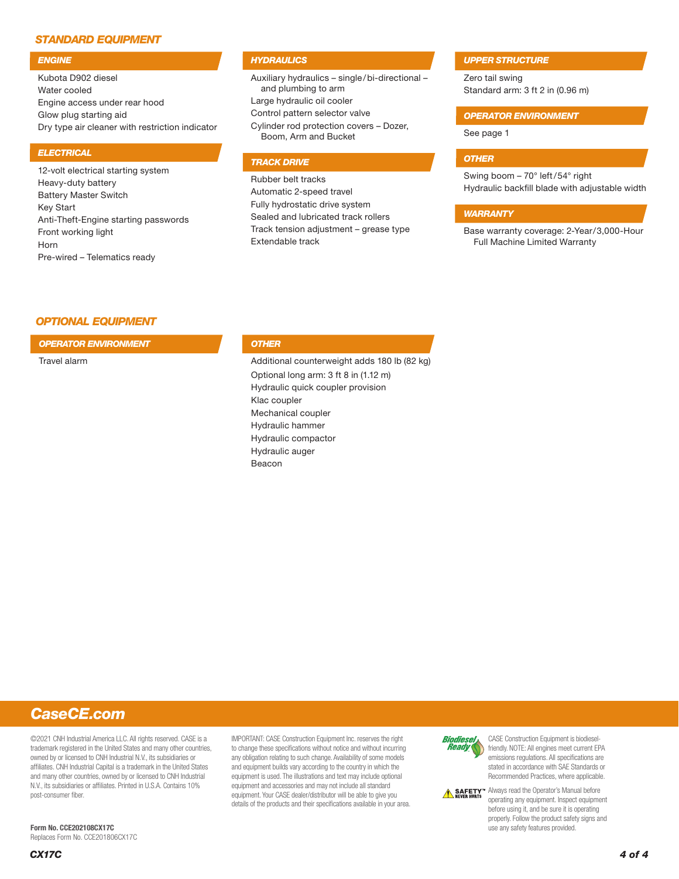## STANDARD EQUIPMENT

### ENGINE

Kubota D902 diesel
Water cooled
Engine access under rear hood
Glow plug starting aid
Dry type air cleaner with restriction indicator

### ELECTRICAL

12-volt electrical starting system
Heavy-duty battery
Battery Master Switch
Key Start
Anti-Theft-Engine starting passwords
Front working light
Horn
Pre-wired – Telematics ready

### HYDRAULICS

Auxiliary hydraulics – single/bi-directional – and plumbing to arm
Large hydraulic oil cooler
Control pattern selector valve
Cylinder rod protection covers – Dozer, Boom, Arm and Bucket

### TRACK DRIVE

Rubber belt tracks
Automatic 2-speed travel
Fully hydrostatic drive system
Sealed and lubricated track rollers
Track tension adjustment – grease type
Extendable track

### UPPER STRUCTURE

Zero tail swing
Standard arm: 3 ft 2 in (0.96 m)

### OPERATOR ENVIRONMENT

See page 1

### OTHER

Swing boom – 70° left/54° right
Hydraulic backfill blade with adjustable width

### WARRANTY

Base warranty coverage: 2-Year/3,000-Hour Full Machine Limited Warranty

## OPTIONAL EQUIPMENT

### OPERATOR ENVIRONMENT

Travel alarm

### OTHER

Additional counterweight adds 180 lb (82 kg)
Optional long arm: 3 ft 8 in (1.12 m)
Hydraulic quick coupler provision
Klac coupler
Mechanical coupler
Hydraulic hammer
Hydraulic compactor
Hydraulic auger
Beacon

**CaseCE.com**

©2021 CNH Industrial America LLC. All rights reserved. CASE is a trademark registered in the United States and many other countries, owned by or licensed to CNH Industrial N.V., its subsidiaries or affiliates. CNH Industrial Capital is a trademark in the United States and many other countries, owned by or licensed to CNH Industrial N.V., its subsidiaries or affiliates. Printed in U.S.A. Contains 10% post-consumer fiber.

IMPORTANT: CASE Construction Equipment Inc. reserves the right to change these specifications without notice and without incurring any obligation relating to such change. Availability of some models and equipment builds vary according to the country in which the equipment is used. The illustrations and text may include optional equipment and accessories and may not include all standard equipment. Your CASE dealer/distributor will be able to give you details of the products and their specifications available in your area.

Biodiesel Ready — CASE Construction Equipment is biodiesel-friendly. NOTE: All engines meet current EPA emissions regulations. All specifications are stated in accordance with SAE Standards or Recommended Practices, where applicable.

SAFETY™ NEVER HURTS — Always read the Operator's Manual before operating any equipment. Inspect equipment before using it, and be sure it is operating properly. Follow the product safety signs and use any safety features provided.

**Form No. CCE202108CX17C**
Replaces Form No. CCE201806CX17C